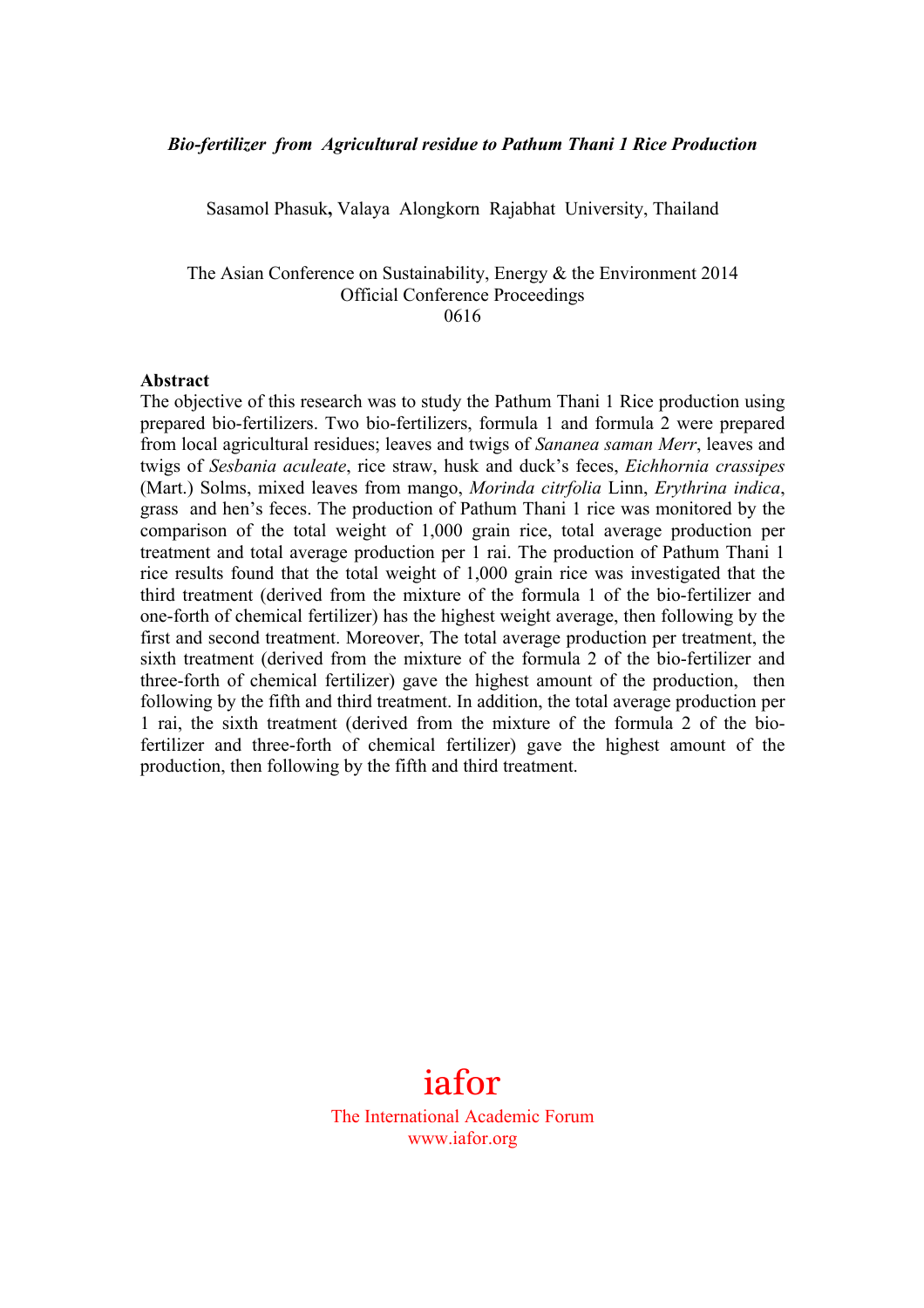***Bio-fertilizer from Agricultural residue to Pathum Thani 1 Rice Production***

Sasamol Phasuk**,** Valaya Alongkorn Rajabhat University, Thailand

The Asian Conference on Sustainability, Energy & the Environment 2014
Official Conference Proceedings
0616

**Abstract**

The objective of this research was to study the Pathum Thani 1 Rice production using prepared bio-fertilizers. Two bio-fertilizers, formula 1 and formula 2 were prepared from local agricultural residues; leaves and twigs of *Sananea saman Merr*, leaves and twigs of *Sesbania aculeate*, rice straw, husk and duck's feces, *Eichhornia crassipes* (Mart.) Solms, mixed leaves from mango, *Morinda citrfolia* Linn, *Erythrina indica*, grass and hen's feces. The production of Pathum Thani 1 rice was monitored by the comparison of the total weight of 1,000 grain rice, total average production per treatment and total average production per 1 rai. The production of Pathum Thani 1 rice results found that the total weight of 1,000 grain rice was investigated that the third treatment (derived from the mixture of the formula 1 of the bio-fertilizer and one-forth of chemical fertilizer) has the highest weight average, then following by the first and second treatment. Moreover, The total average production per treatment, the sixth treatment (derived from the mixture of the formula 2 of the bio-fertilizer and three-forth of chemical fertilizer) gave the highest amount of the production, then following by the fifth and third treatment. In addition, the total average production per 1 rai, the sixth treatment (derived from the mixture of the formula 2 of the bio-fertilizer and three-forth of chemical fertilizer) gave the highest amount of the production, then following by the fifth and third treatment.

iafor
The International Academic Forum
www.iafor.org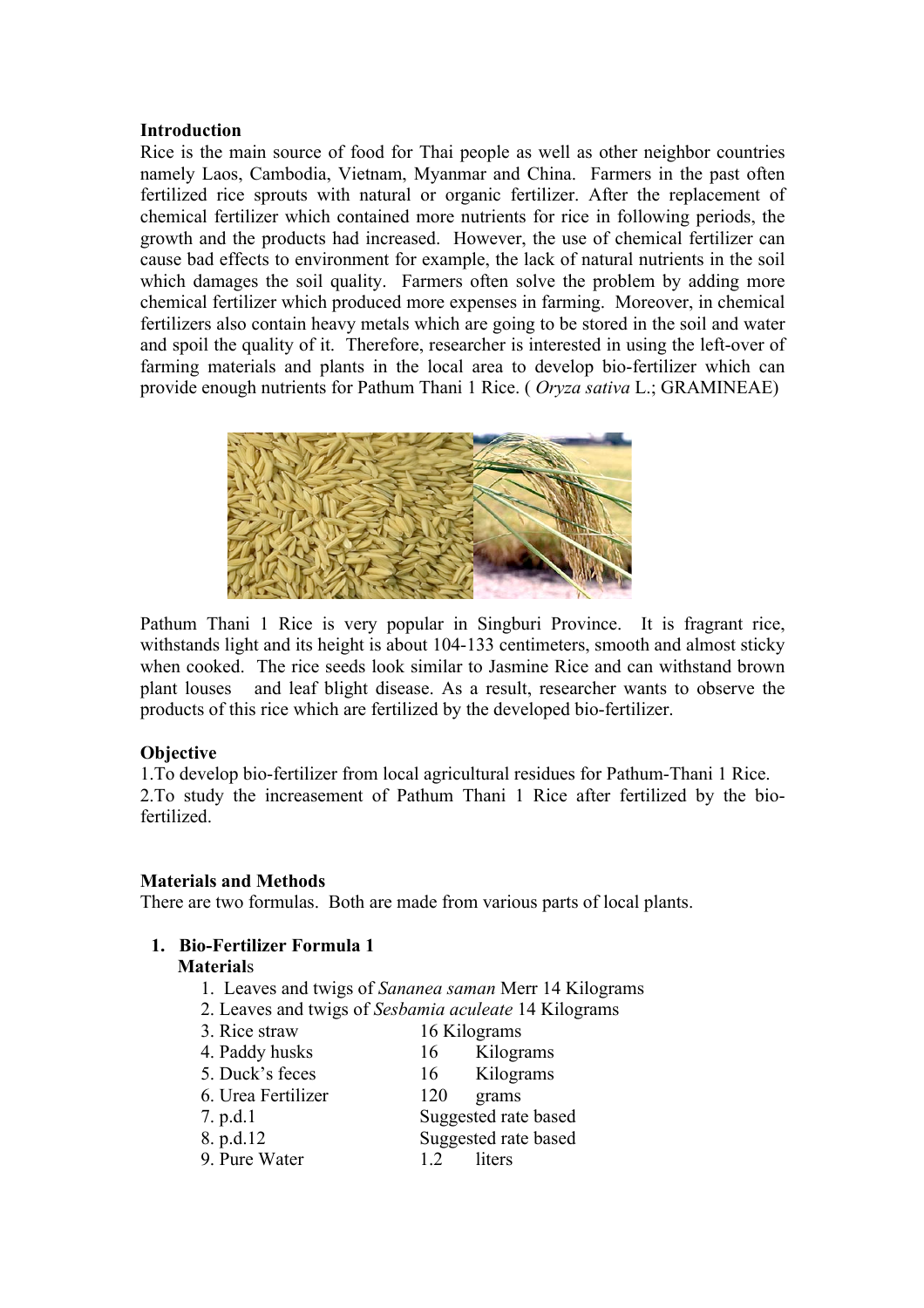**Introduction**

Rice is the main source of food for Thai people as well as other neighbor countries namely Laos, Cambodia, Vietnam, Myanmar and China. Farmers in the past often fertilized rice sprouts with natural or organic fertilizer. After the replacement of chemical fertilizer which contained more nutrients for rice in following periods, the growth and the products had increased. However, the use of chemical fertilizer can cause bad effects to environment for example, the lack of natural nutrients in the soil which damages the soil quality. Farmers often solve the problem by adding more chemical fertilizer which produced more expenses in farming. Moreover, in chemical fertilizers also contain heavy metals which are going to be stored in the soil and water and spoil the quality of it. Therefore, researcher is interested in using the left-over of farming materials and plants in the local area to develop bio-fertilizer which can provide enough nutrients for Pathum Thani 1 Rice. ( *Oryza sativa* L.; GRAMINEAE)

Pathum Thani 1 Rice is very popular in Singburi Province. It is fragrant rice, withstands light and its height is about 104-133 centimeters, smooth and almost sticky when cooked. The rice seeds look similar to Jasmine Rice and can withstand brown plant louses and leaf blight disease. As a result, researcher wants to observe the products of this rice which are fertilized by the developed bio-fertilizer.

**Objective**

1.To develop bio-fertilizer from local agricultural residues for Pathum-Thani 1 Rice.
2.To study the increasement of Pathum Thani 1 Rice after fertilized by the bio-fertilized.

**Materials and Methods**

There are two formulas. Both are made from various parts of local plants.

1. **Bio-Fertilizer Formula 1**

   **Materials**

   1. Leaves and twigs of *Sananea saman* Merr 14 Kilograms
   2. Leaves and twigs of *Sesbamia aculeate* 14 Kilograms
   3. Rice straw 16 Kilograms
   4. Paddy husks 16 Kilograms
   5. Duck's feces 16 Kilograms
   6. Urea Fertilizer 120 grams
   7. p.d.1 Suggested rate based
   8. p.d.12 Suggested rate based
   9. Pure Water 1.2 liters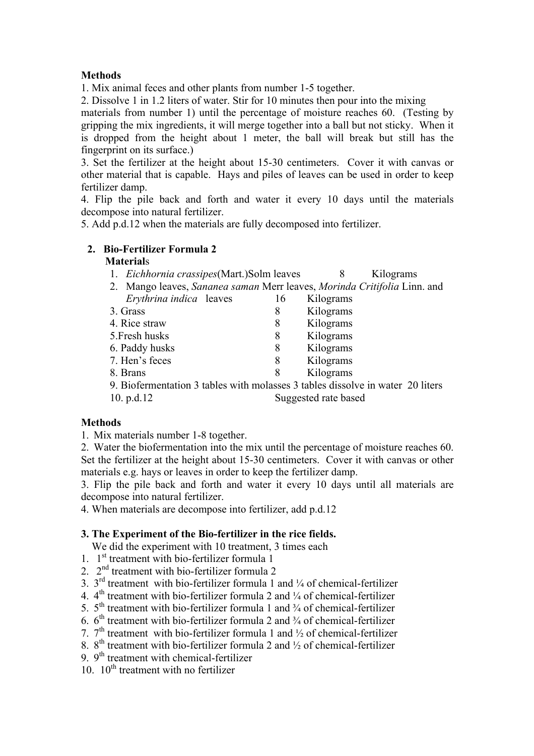**Methods**

1. Mix animal feces and other plants from number 1-5 together.
2. Dissolve 1 in 1.2 liters of water. Stir for 10 minutes then pour into the mixing materials from number 1) until the percentage of moisture reaches 60. (Testing by gripping the mix ingredients, it will merge together into a ball but not sticky. When it is dropped from the height about 1 meter, the ball will break but still has the fingerprint on its surface.)
3. Set the fertilizer at the height about 15-30 centimeters. Cover it with canvas or other material that is capable. Hays and piles of leaves can be used in order to keep fertilizer damp.
4. Flip the pile back and forth and water it every 10 days until the materials decompose into natural fertilizer.
5. Add p.d.12 when the materials are fully decomposed into fertilizer.

**2. Bio-Fertilizer Formula 2**

**Materials**

1. *Eichhornia crassipes*(Mart.)Solm leaves 8 Kilograms
2. Mango leaves, *Sananea saman* Merr leaves, *Morinda Critifolia* Linn. and *Erythrina indica* leaves 16 Kilograms
3. Grass 8 Kilograms
4. Rice straw 8 Kilograms
5. Fresh husks 8 Kilograms
6. Paddy husks 8 Kilograms
7. Hen's feces 8 Kilograms
8. Brans 8 Kilograms
9. Biofermentation 3 tables with molasses 3 tables dissolve in water 20 liters
10. p.d.12 Suggested rate based

**Methods**

1. Mix materials number 1-8 together.
2. Water the biofermentation into the mix until the percentage of moisture reaches 60. Set the fertilizer at the height about 15-30 centimeters. Cover it with canvas or other materials e.g. hays or leaves in order to keep the fertilizer damp.
3. Flip the pile back and forth and water it every 10 days until all materials are decompose into natural fertilizer.
4. When materials are decompose into fertilizer, add p.d.12

**3. The Experiment of the Bio-fertilizer in the rice fields.**

We did the experiment with 10 treatment, 3 times each

1. 1st treatment with bio-fertilizer formula 1
2. 2nd treatment with bio-fertilizer formula 2
3. 3rd treatment with bio-fertilizer formula 1 and ¼ of chemical-fertilizer
4. 4th treatment with bio-fertilizer formula 2 and ¼ of chemical-fertilizer
5. 5th treatment with bio-fertilizer formula 1 and ¾ of chemical-fertilizer
6. 6th treatment with bio-fertilizer formula 2 and ¾ of chemical-fertilizer
7. 7th treatment with bio-fertilizer formula 1 and ½ of chemical-fertilizer
8. 8th treatment with bio-fertilizer formula 2 and ½ of chemical-fertilizer
9. 9th treatment with chemical-fertilizer
10. 10th treatment with no fertilizer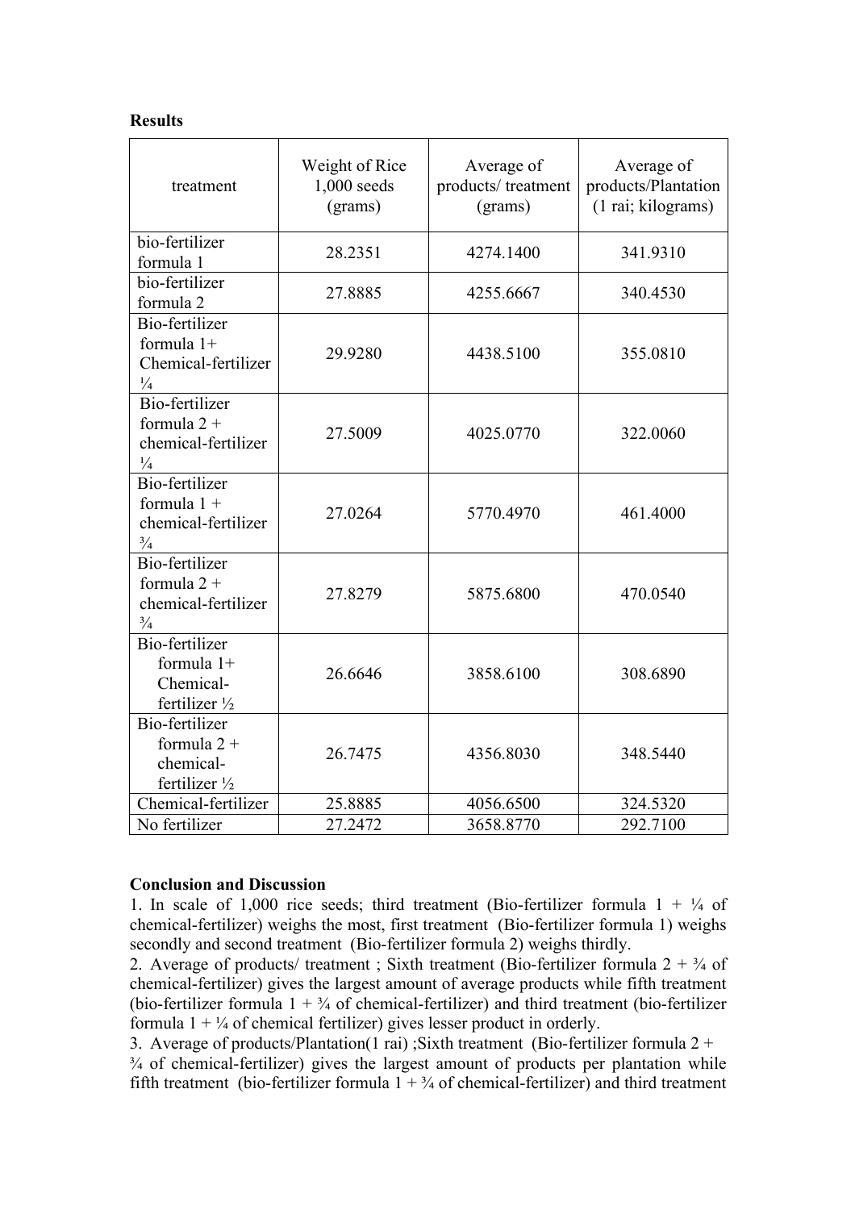**Results**

| treatment | Weight of Rice 1,000 seeds (grams) | Average of products/ treatment (grams) | Average of products/Plantation (1 rai; kilograms) |
|---|---|---|---|
| bio-fertilizer formula 1 | 28.2351 | 4274.1400 | 341.9310 |
| bio-fertilizer formula 2 | 27.8885 | 4255.6667 | 340.4530 |
| Bio-fertilizer formula 1+ Chemical-fertilizer ¼ | 29.9280 | 4438.5100 | 355.0810 |
| Bio-fertilizer formula 2 + chemical-fertilizer ¼ | 27.5009 | 4025.0770 | 322.0060 |
| Bio-fertilizer formula 1 + chemical-fertilizer ¾ | 27.0264 | 5770.4970 | 461.4000 |
| Bio-fertilizer formula 2 + chemical-fertilizer ¾ | 27.8279 | 5875.6800 | 470.0540 |
| Bio-fertilizer formula 1+ Chemical-fertilizer ½ | 26.6646 | 3858.6100 | 308.6890 |
| Bio-fertilizer formula 2 + chemical-fertilizer ½ | 26.7475 | 4356.8030 | 348.5440 |
| Chemical-fertilizer | 25.8885 | 4056.6500 | 324.5320 |
| No fertilizer | 27.2472 | 3658.8770 | 292.7100 |

**Conclusion and Discussion**

1. In scale of 1,000 rice seeds; third treatment (Bio-fertilizer formula 1 + ¼ of chemical-fertilizer) weighs the most, first treatment (Bio-fertilizer formula 1) weighs secondly and second treatment (Bio-fertilizer formula 2) weighs thirdly.
2. Average of products/ treatment ; Sixth treatment (Bio-fertilizer formula 2 + ¾ of chemical-fertilizer) gives the largest amount of average products while fifth treatment (bio-fertilizer formula 1 + ¾ of chemical-fertilizer) and third treatment (bio-fertilizer formula 1 + ¼ of chemical fertilizer) gives lesser product in orderly.
3. Average of products/Plantation(1 rai) ;Sixth treatment (Bio-fertilizer formula 2 + ¾ of chemical-fertilizer) gives the largest amount of products per plantation while fifth treatment (bio-fertilizer formula 1 + ¾ of chemical-fertilizer) and third treatment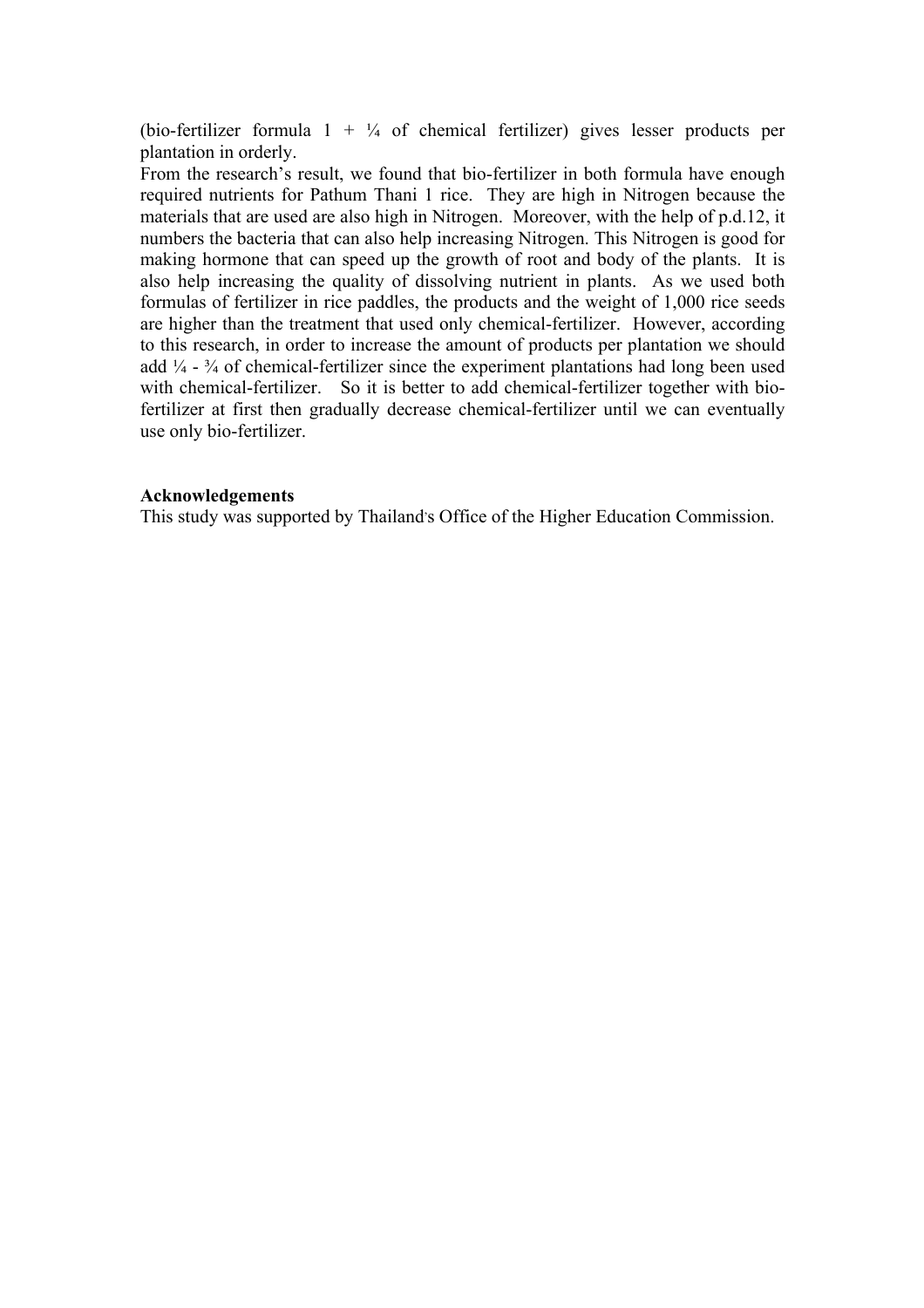(bio-fertilizer formula 1 + ¼ of chemical fertilizer) gives lesser products per plantation in orderly.

From the research's result, we found that bio-fertilizer in both formula have enough required nutrients for Pathum Thani 1 rice. They are high in Nitrogen because the materials that are used are also high in Nitrogen. Moreover, with the help of p.d.12, it numbers the bacteria that can also help increasing Nitrogen. This Nitrogen is good for making hormone that can speed up the growth of root and body of the plants. It is also help increasing the quality of dissolving nutrient in plants. As we used both formulas of fertilizer in rice paddles, the products and the weight of 1,000 rice seeds are higher than the treatment that used only chemical-fertilizer. However, according to this research, in order to increase the amount of products per plantation we should add ¼ - ¾ of chemical-fertilizer since the experiment plantations had long been used with chemical-fertilizer. So it is better to add chemical-fertilizer together with bio-fertilizer at first then gradually decrease chemical-fertilizer until we can eventually use only bio-fertilizer.

**Acknowledgements**

This study was supported by Thailand's Office of the Higher Education Commission.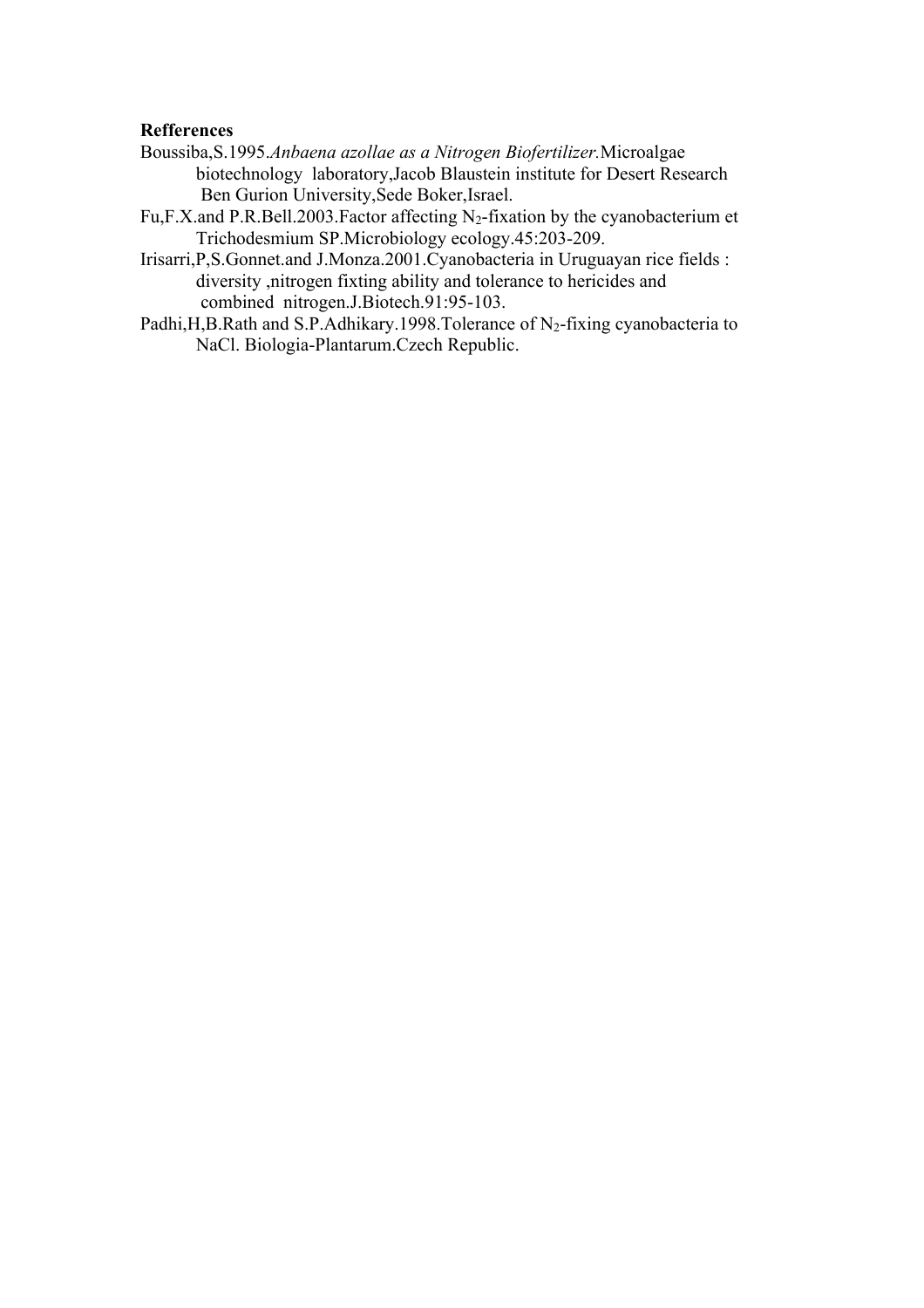**Refferences**

Boussiba,S.1995.*Anbaena azollae as a Nitrogen Biofertilizer.*Microalgae biotechnology laboratory,Jacob Blaustein institute for Desert Research Ben Gurion University,Sede Boker,Israel.

Fu,F.X.and P.R.Bell.2003.Factor affecting $N_2$-fixation by the cyanobacterium et Trichodesmium SP.Microbiology ecology.45:203-209.

Irisarri,P,S.Gonnet.and J.Monza.2001.Cyanobacteria in Uruguayan rice fields : diversity ,nitrogen fixting ability and tolerance to hericides and combined nitrogen.J.Biotech.91:95-103.

Padhi,H,B.Rath and S.P.Adhikary.1998.Tolerance of $N_2$-fixing cyanobacteria to NaCl. Biologia-Plantarum.Czech Republic.